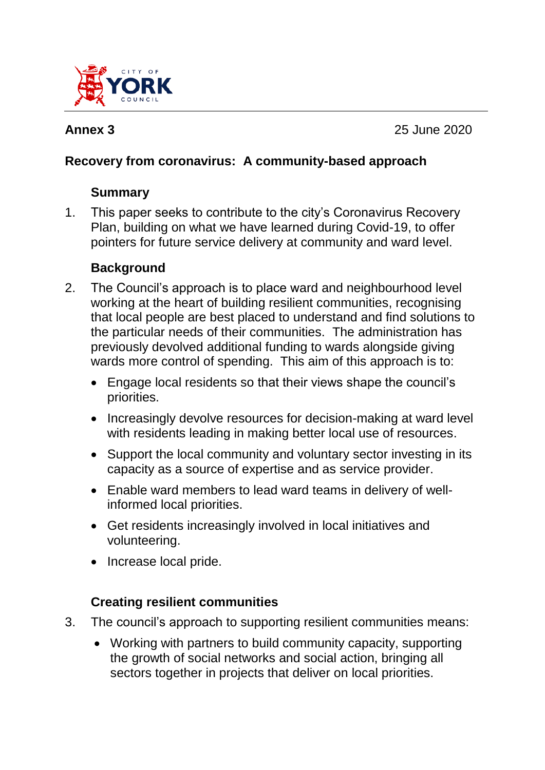CITY OF YORK COUNCIL

**Annex 3** 25 June 2020

## Recovery from coronavirus: A community-based approach

### Summary

1. This paper seeks to contribute to the city's Coronavirus Recovery Plan, building on what we have learned during Covid-19, to offer pointers for future service delivery at community and ward level.

### Background

2. The Council's approach is to place ward and neighbourhood level working at the heart of building resilient communities, recognising that local people are best placed to understand and find solutions to the particular needs of their communities. The administration has previously devolved additional funding to wards alongside giving wards more control of spending. This aim of this approach is to:

    - Engage local residents so that their views shape the council's priorities.
    - Increasingly devolve resources for decision-making at ward level with residents leading in making better local use of resources.
    - Support the local community and voluntary sector investing in its capacity as a source of expertise and as service provider.
    - Enable ward members to lead ward teams in delivery of well-informed local priorities.
    - Get residents increasingly involved in local initiatives and volunteering.
    - Increase local pride.

### Creating resilient communities

3. The council's approach to supporting resilient communities means:

    - Working with partners to build community capacity, supporting the growth of social networks and social action, bringing all sectors together in projects that deliver on local priorities.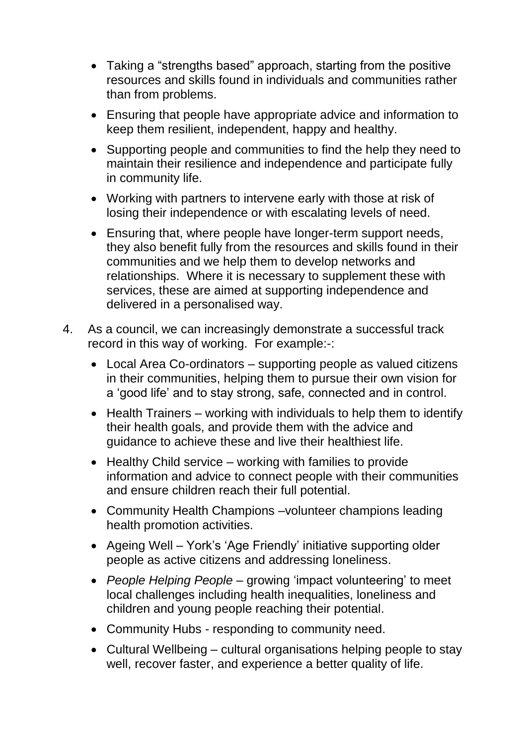- Taking a “strengths based” approach, starting from the positive resources and skills found in individuals and communities rather than from problems.
- Ensuring that people have appropriate advice and information to keep them resilient, independent, happy and healthy.
- Supporting people and communities to find the help they need to maintain their resilience and independence and participate fully in community life.
- Working with partners to intervene early with those at risk of losing their independence or with escalating levels of need.
- Ensuring that, where people have longer-term support needs, they also benefit fully from the resources and skills found in their communities and we help them to develop networks and relationships. Where it is necessary to supplement these with services, these are aimed at supporting independence and delivered in a personalised way.

4. As a council, we can increasingly demonstrate a successful track record in this way of working. For example:-:
   - Local Area Co-ordinators – supporting people as valued citizens in their communities, helping them to pursue their own vision for a ‘good life’ and to stay strong, safe, connected and in control.
   - Health Trainers – working with individuals to help them to identify their health goals, and provide them with the advice and guidance to achieve these and live their healthiest life.
   - Healthy Child service – working with families to provide information and advice to connect people with their communities and ensure children reach their full potential.
   - Community Health Champions –volunteer champions leading health promotion activities.
   - Ageing Well – York’s ‘Age Friendly’ initiative supporting older people as active citizens and addressing loneliness.
   - *People Helping People* – growing ‘impact volunteering’ to meet local challenges including health inequalities, loneliness and children and young people reaching their potential.
   - Community Hubs - responding to community need.
   - Cultural Wellbeing – cultural organisations helping people to stay well, recover faster, and experience a better quality of life.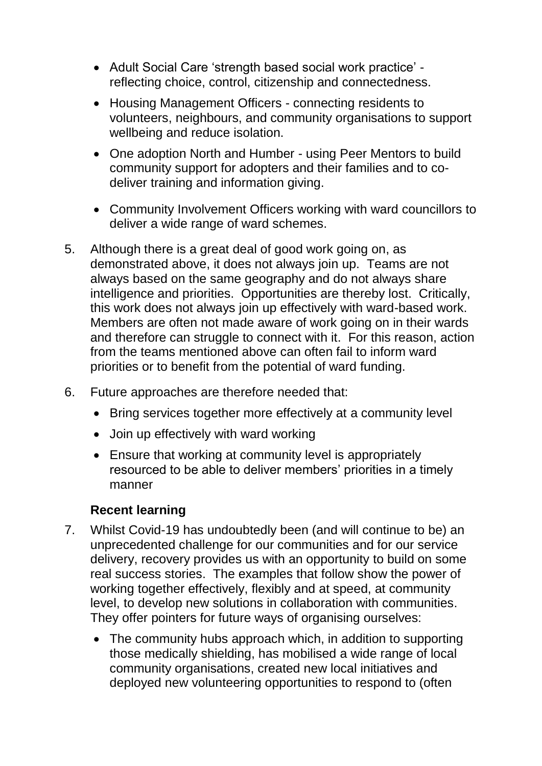- Adult Social Care 'strength based social work practice' - reflecting choice, control, citizenship and connectedness.
- Housing Management Officers - connecting residents to volunteers, neighbours, and community organisations to support wellbeing and reduce isolation.
- One adoption North and Humber - using Peer Mentors to build community support for adopters and their families and to co-deliver training and information giving.
- Community Involvement Officers working with ward councillors to deliver a wide range of ward schemes.

5. Although there is a great deal of good work going on, as demonstrated above, it does not always join up. Teams are not always based on the same geography and do not always share intelligence and priorities. Opportunities are thereby lost. Critically, this work does not always join up effectively with ward-based work. Members are often not made aware of work going on in their wards and therefore can struggle to connect with it. For this reason, action from the teams mentioned above can often fail to inform ward priorities or to benefit from the potential of ward funding.

6. Future approaches are therefore needed that:
   - Bring services together more effectively at a community level
   - Join up effectively with ward working
   - Ensure that working at community level is appropriately resourced to be able to deliver members' priorities in a timely manner

**Recent learning**

7. Whilst Covid-19 has undoubtedly been (and will continue to be) an unprecedented challenge for our communities and for our service delivery, recovery provides us with an opportunity to build on some real success stories. The examples that follow show the power of working together effectively, flexibly and at speed, at community level, to develop new solutions in collaboration with communities. They offer pointers for future ways of organising ourselves:
   - The community hubs approach which, in addition to supporting those medically shielding, has mobilised a wide range of local community organisations, created new local initiatives and deployed new volunteering opportunities to respond to (often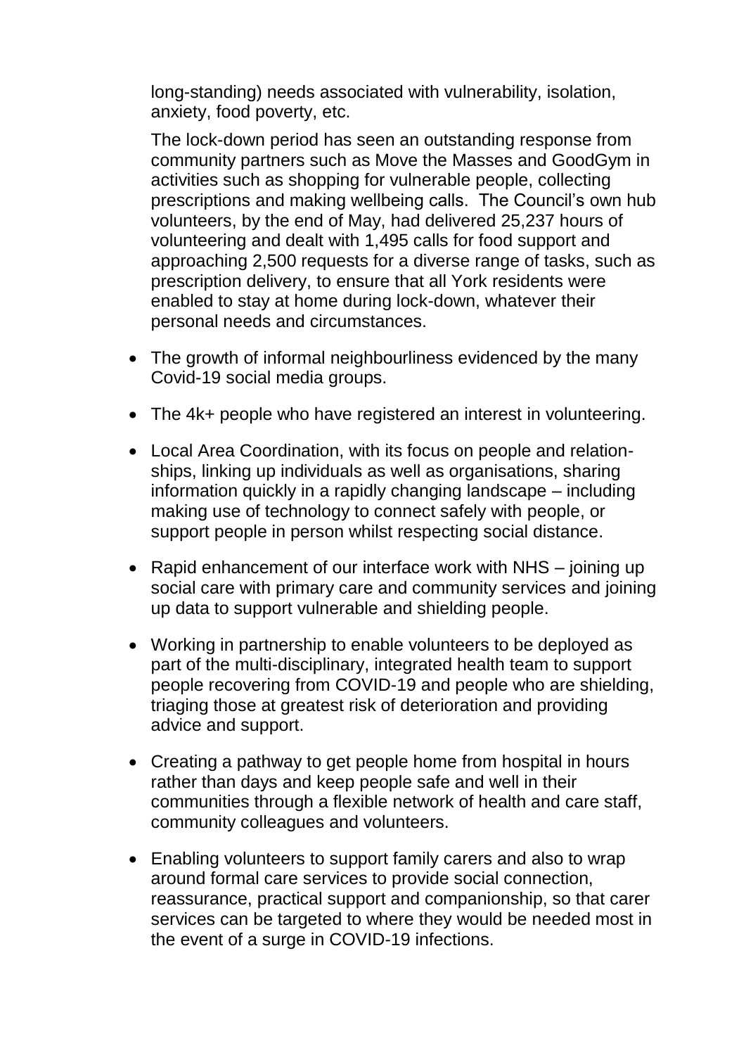long-standing) needs associated with vulnerability, isolation, anxiety, food poverty, etc.

The lock-down period has seen an outstanding response from community partners such as Move the Masses and GoodGym in activities such as shopping for vulnerable people, collecting prescriptions and making wellbeing calls. The Council's own hub volunteers, by the end of May, had delivered 25,237 hours of volunteering and dealt with 1,495 calls for food support and approaching 2,500 requests for a diverse range of tasks, such as prescription delivery, to ensure that all York residents were enabled to stay at home during lock-down, whatever their personal needs and circumstances.

- The growth of informal neighbourliness evidenced by the many Covid-19 social media groups.
- The 4k+ people who have registered an interest in volunteering.
- Local Area Coordination, with its focus on people and relationships, linking up individuals as well as organisations, sharing information quickly in a rapidly changing landscape – including making use of technology to connect safely with people, or support people in person whilst respecting social distance.
- Rapid enhancement of our interface work with NHS – joining up social care with primary care and community services and joining up data to support vulnerable and shielding people.
- Working in partnership to enable volunteers to be deployed as part of the multi-disciplinary, integrated health team to support people recovering from COVID-19 and people who are shielding, triaging those at greatest risk of deterioration and providing advice and support.
- Creating a pathway to get people home from hospital in hours rather than days and keep people safe and well in their communities through a flexible network of health and care staff, community colleagues and volunteers.
- Enabling volunteers to support family carers and also to wrap around formal care services to provide social connection, reassurance, practical support and companionship, so that carer services can be targeted to where they would be needed most in the event of a surge in COVID-19 infections.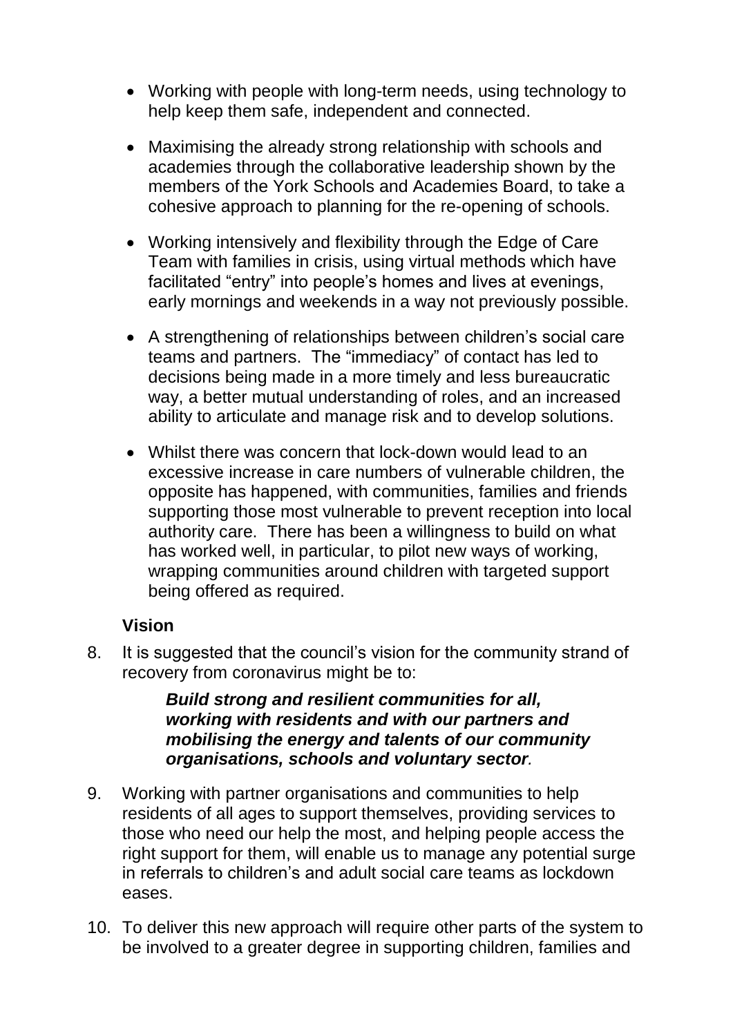- Working with people with long-term needs, using technology to help keep them safe, independent and connected.
- Maximising the already strong relationship with schools and academies through the collaborative leadership shown by the members of the York Schools and Academies Board, to take a cohesive approach to planning for the re-opening of schools.
- Working intensively and flexibility through the Edge of Care Team with families in crisis, using virtual methods which have facilitated "entry" into people's homes and lives at evenings, early mornings and weekends in a way not previously possible.
- A strengthening of relationships between children's social care teams and partners. The "immediacy" of contact has led to decisions being made in a more timely and less bureaucratic way, a better mutual understanding of roles, and an increased ability to articulate and manage risk and to develop solutions.
- Whilst there was concern that lock-down would lead to an excessive increase in care numbers of vulnerable children, the opposite has happened, with communities, families and friends supporting those most vulnerable to prevent reception into local authority care. There has been a willingness to build on what has worked well, in particular, to pilot new ways of working, wrapping communities around children with targeted support being offered as required.

**Vision**

8. It is suggested that the council's vision for the community strand of recovery from coronavirus might be to:

   ***Build strong and resilient communities for all, working with residents and with our partners and mobilising the energy and talents of our community organisations, schools and voluntary sector.***

9. Working with partner organisations and communities to help residents of all ages to support themselves, providing services to those who need our help the most, and helping people access the right support for them, will enable us to manage any potential surge in referrals to children's and adult social care teams as lockdown eases.

10. To deliver this new approach will require other parts of the system to be involved to a greater degree in supporting children, families and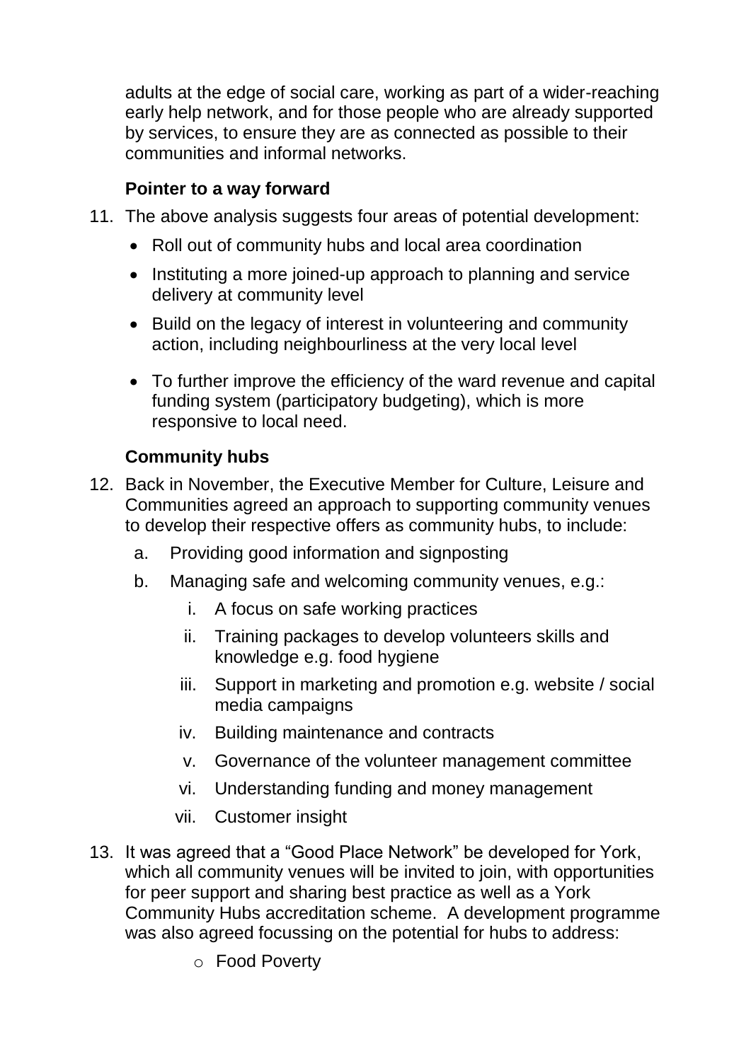adults at the edge of social care, working as part of a wider-reaching early help network, and for those people who are already supported by services, to ensure they are as connected as possible to their communities and informal networks.

**Pointer to a way forward**

11. The above analysis suggests four areas of potential development:
    - Roll out of community hubs and local area coordination
    - Instituting a more joined-up approach to planning and service delivery at community level
    - Build on the legacy of interest in volunteering and community action, including neighbourliness at the very local level
    - To further improve the efficiency of the ward revenue and capital funding system (participatory budgeting), which is more responsive to local need.

**Community hubs**

12. Back in November, the Executive Member for Culture, Leisure and Communities agreed an approach to supporting community venues to develop their respective offers as community hubs, to include:
    a. Providing good information and signposting
    b. Managing safe and welcoming community venues, e.g.:
        i. A focus on safe working practices
        ii. Training packages to develop volunteers skills and knowledge e.g. food hygiene
        iii. Support in marketing and promotion e.g. website / social media campaigns
        iv. Building maintenance and contracts
        v. Governance of the volunteer management committee
        vi. Understanding funding and money management
        vii. Customer insight

13. It was agreed that a "Good Place Network" be developed for York, which all community venues will be invited to join, with opportunities for peer support and sharing best practice as well as a York Community Hubs accreditation scheme. A development programme was also agreed focussing on the potential for hubs to address:
    - Food Poverty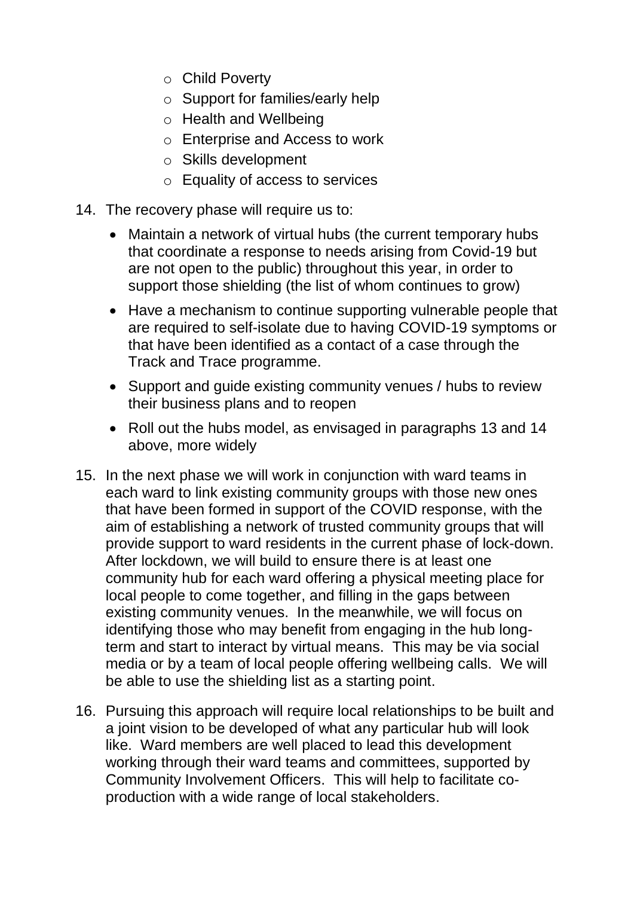- Child Poverty
  - Support for families/early help
  - Health and Wellbeing
  - Enterprise and Access to work
  - Skills development
  - Equality of access to services

14. The recovery phase will require us to:

    - Maintain a network of virtual hubs (the current temporary hubs that coordinate a response to needs arising from Covid-19 but are not open to the public) throughout this year, in order to support those shielding (the list of whom continues to grow)
    - Have a mechanism to continue supporting vulnerable people that are required to self-isolate due to having COVID-19 symptoms or that have been identified as a contact of a case through the Track and Trace programme.
    - Support and guide existing community venues / hubs to review their business plans and to reopen
    - Roll out the hubs model, as envisaged in paragraphs 13 and 14 above, more widely

15. In the next phase we will work in conjunction with ward teams in each ward to link existing community groups with those new ones that have been formed in support of the COVID response, with the aim of establishing a network of trusted community groups that will provide support to ward residents in the current phase of lock-down. After lockdown, we will build to ensure there is at least one community hub for each ward offering a physical meeting place for local people to come together, and filling in the gaps between existing community venues. In the meanwhile, we will focus on identifying those who may benefit from engaging in the hub long-term and start to interact by virtual means. This may be via social media or by a team of local people offering wellbeing calls. We will be able to use the shielding list as a starting point.

16. Pursuing this approach will require local relationships to be built and a joint vision to be developed of what any particular hub will look like. Ward members are well placed to lead this development working through their ward teams and committees, supported by Community Involvement Officers. This will help to facilitate co-production with a wide range of local stakeholders.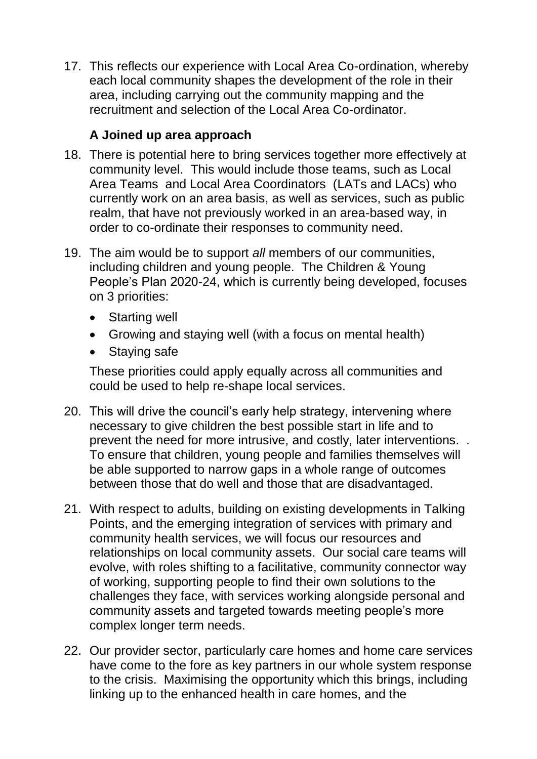17. This reflects our experience with Local Area Co-ordination, whereby each local community shapes the development of the role in their area, including carrying out the community mapping and the recruitment and selection of the Local Area Co-ordinator.

### A Joined up area approach

18. There is potential here to bring services together more effectively at community level. This would include those teams, such as Local Area Teams and Local Area Coordinators (LATs and LACs) who currently work on an area basis, as well as services, such as public realm, that have not previously worked in an area-based way, in order to co-ordinate their responses to community need.

19. The aim would be to support *all* members of our communities, including children and young people. The Children & Young People's Plan 2020-24, which is currently being developed, focuses on 3 priorities:

    - Starting well
    - Growing and staying well (with a focus on mental health)
    - Staying safe

    These priorities could apply equally across all communities and could be used to help re-shape local services.

20. This will drive the council's early help strategy, intervening where necessary to give children the best possible start in life and to prevent the need for more intrusive, and costly, later interventions. . To ensure that children, young people and families themselves will be able supported to narrow gaps in a whole range of outcomes between those that do well and those that are disadvantaged.

21. With respect to adults, building on existing developments in Talking Points, and the emerging integration of services with primary and community health services, we will focus our resources and relationships on local community assets. Our social care teams will evolve, with roles shifting to a facilitative, community connector way of working, supporting people to find their own solutions to the challenges they face, with services working alongside personal and community assets and targeted towards meeting people's more complex longer term needs.

22. Our provider sector, particularly care homes and home care services have come to the fore as key partners in our whole system response to the crisis. Maximising the opportunity which this brings, including linking up to the enhanced health in care homes, and the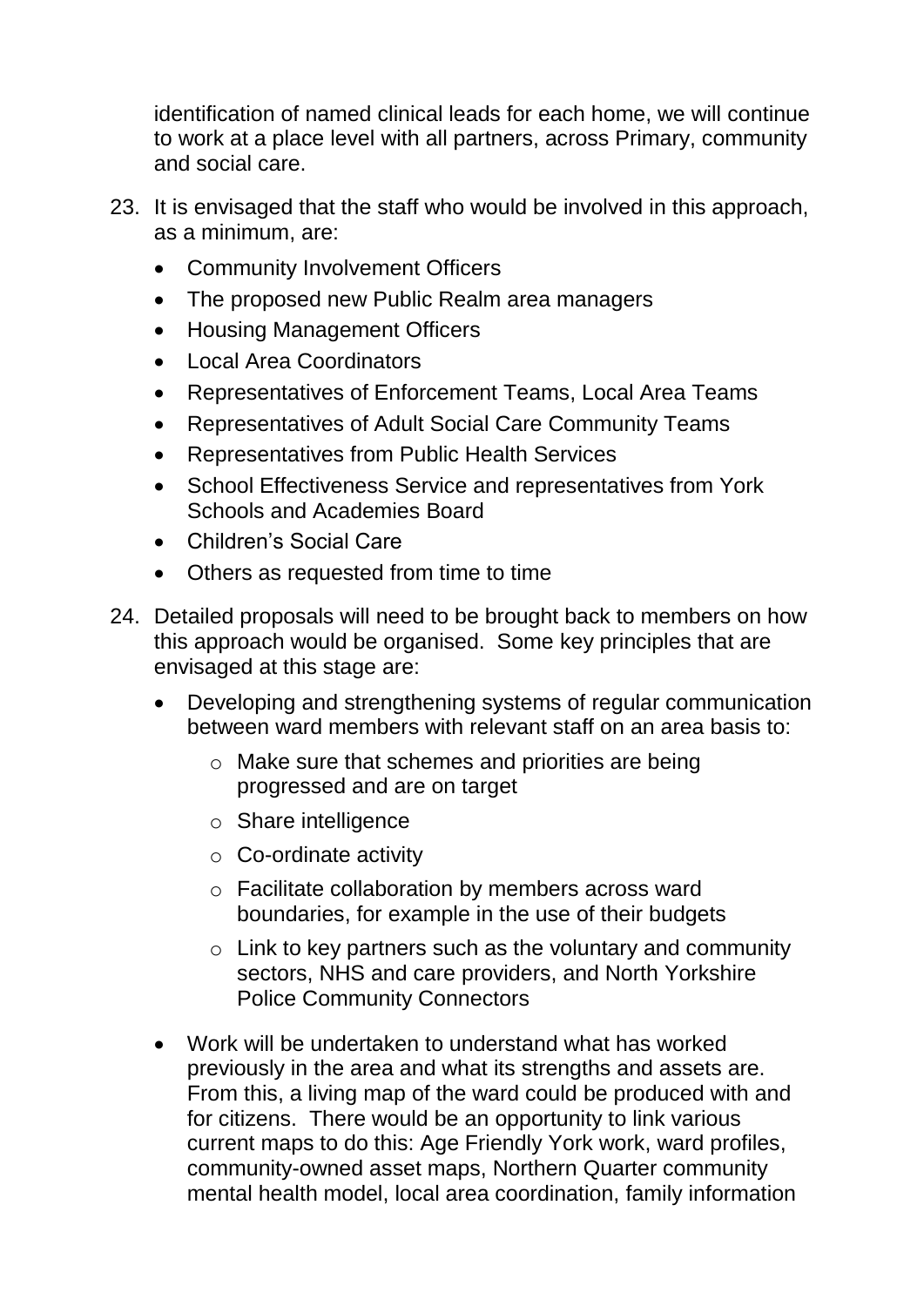identification of named clinical leads for each home, we will continue to work at a place level with all partners, across Primary, community and social care.

23. It is envisaged that the staff who would be involved in this approach, as a minimum, are:
    - Community Involvement Officers
    - The proposed new Public Realm area managers
    - Housing Management Officers
    - Local Area Coordinators
    - Representatives of Enforcement Teams, Local Area Teams
    - Representatives of Adult Social Care Community Teams
    - Representatives from Public Health Services
    - School Effectiveness Service and representatives from York Schools and Academies Board
    - Children's Social Care
    - Others as requested from time to time

24. Detailed proposals will need to be brought back to members on how this approach would be organised. Some key principles that are envisaged at this stage are:
    - Developing and strengthening systems of regular communication between ward members with relevant staff on an area basis to:
        - Make sure that schemes and priorities are being progressed and are on target
        - Share intelligence
        - Co-ordinate activity
        - Facilitate collaboration by members across ward boundaries, for example in the use of their budgets
        - Link to key partners such as the voluntary and community sectors, NHS and care providers, and North Yorkshire Police Community Connectors
    - Work will be undertaken to understand what has worked previously in the area and what its strengths and assets are. From this, a living map of the ward could be produced with and for citizens. There would be an opportunity to link various current maps to do this: Age Friendly York work, ward profiles, community-owned asset maps, Northern Quarter community mental health model, local area coordination, family information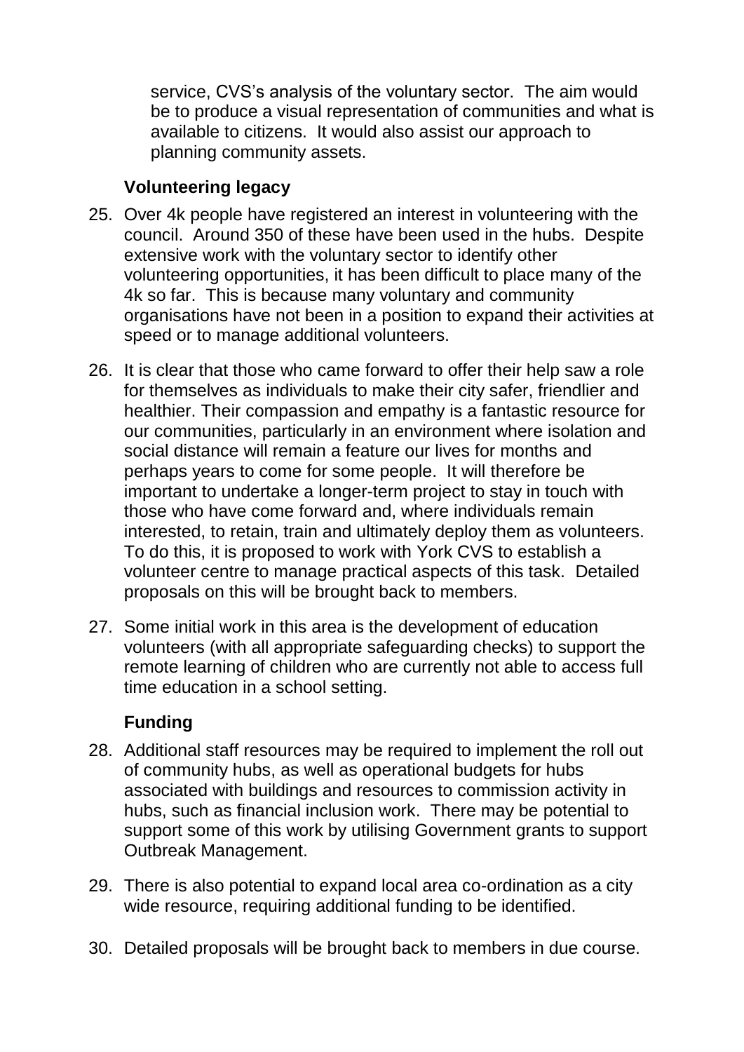service, CVS's analysis of the voluntary sector. The aim would be to produce a visual representation of communities and what is available to citizens. It would also assist our approach to planning community assets.

### Volunteering legacy

25. Over 4k people have registered an interest in volunteering with the council. Around 350 of these have been used in the hubs. Despite extensive work with the voluntary sector to identify other volunteering opportunities, it has been difficult to place many of the 4k so far. This is because many voluntary and community organisations have not been in a position to expand their activities at speed or to manage additional volunteers.

26. It is clear that those who came forward to offer their help saw a role for themselves as individuals to make their city safer, friendlier and healthier. Their compassion and empathy is a fantastic resource for our communities, particularly in an environment where isolation and social distance will remain a feature our lives for months and perhaps years to come for some people. It will therefore be important to undertake a longer-term project to stay in touch with those who have come forward and, where individuals remain interested, to retain, train and ultimately deploy them as volunteers. To do this, it is proposed to work with York CVS to establish a volunteer centre to manage practical aspects of this task. Detailed proposals on this will be brought back to members.

27. Some initial work in this area is the development of education volunteers (with all appropriate safeguarding checks) to support the remote learning of children who are currently not able to access full time education in a school setting.

### Funding

28. Additional staff resources may be required to implement the roll out of community hubs, as well as operational budgets for hubs associated with buildings and resources to commission activity in hubs, such as financial inclusion work. There may be potential to support some of this work by utilising Government grants to support Outbreak Management.

29. There is also potential to expand local area co-ordination as a city wide resource, requiring additional funding to be identified.

30. Detailed proposals will be brought back to members in due course.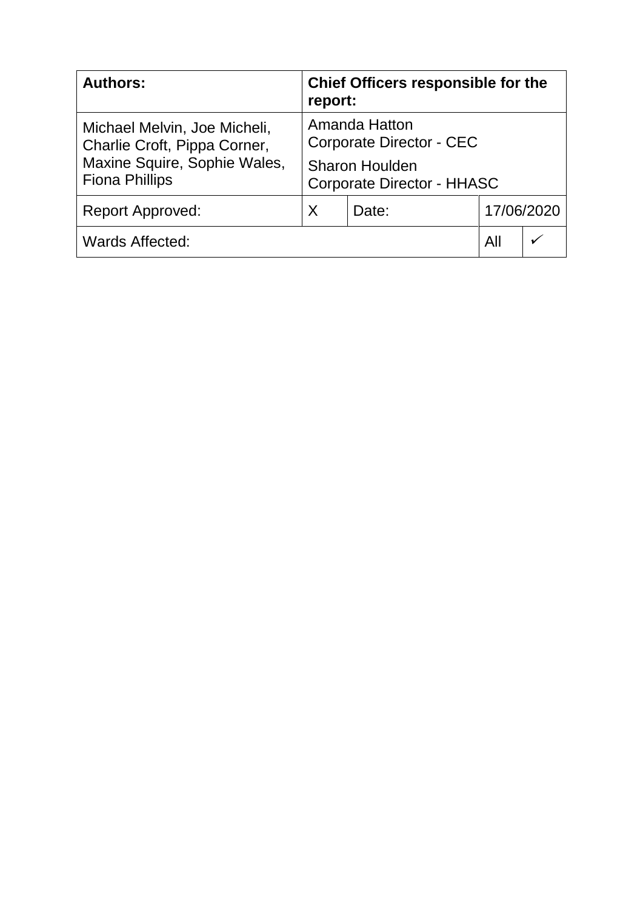| **Authors:** | **Chief Officers responsible for the report:** | | | |
| --- | --- | --- | --- | --- |
| Michael Melvin, Joe Micheli, Charlie Croft, Pippa Corner, Maxine Squire, Sophie Wales, Fiona Phillips | Amanda Hatton<br>Corporate Director - CEC<br>Sharon Houlden<br>Corporate Director - HHASC | | | |
| Report Approved: | X | Date: | 17/06/2020 | |
| Wards Affected: | | | All | ✓ |